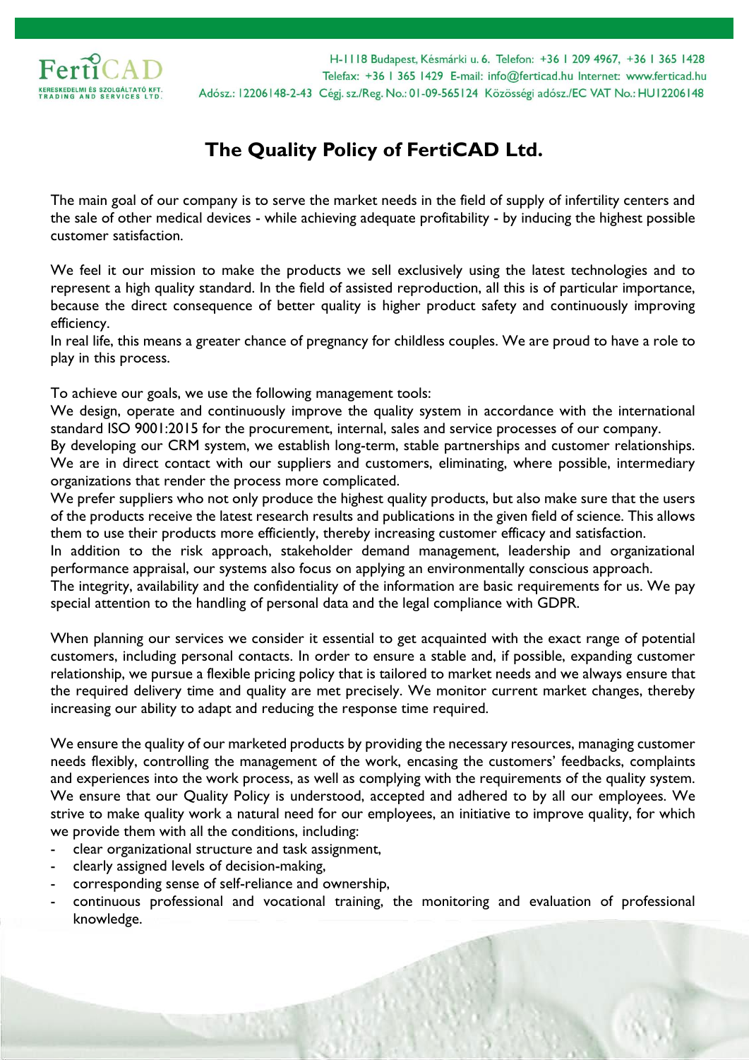# The Quality Policy of FertiCAD Ltd.

The main goal of our company is to serve the market needs in the field of supply of infertility centers and the sale of other medical devices - while achieving adequate profitability - by inducing the highest possible customer satisfaction.

We feel it our mission to make the products we sell exclusively using the latest technologies and to represent a high quality standard. In the field of assisted reproduction, all this is of particular importance, because the direct consequence of better quality is higher product safety and continuously improving efficiency.
In real life, this means a greater chance of pregnancy for childless couples. We are proud to have a role to play in this process.

To achieve our goals, we use the following management tools:
We design, operate and continuously improve the quality system in accordance with the international standard ISO 9001:2015 for the procurement, internal, sales and service processes of our company.
By developing our CRM system, we establish long-term, stable partnerships and customer relationships. We are in direct contact with our suppliers and customers, eliminating, where possible, intermediary organizations that render the process more complicated.
We prefer suppliers who not only produce the highest quality products, but also make sure that the users of the products receive the latest research results and publications in the given field of science. This allows them to use their products more efficiently, thereby increasing customer efficacy and satisfaction.
In addition to the risk approach, stakeholder demand management, leadership and organizational performance appraisal, our systems also focus on applying an environmentally conscious approach.
The integrity, availability and the confidentiality of the information are basic requirements for us. We pay special attention to the handling of personal data and the legal compliance with GDPR.

When planning our services we consider it essential to get acquainted with the exact range of potential customers, including personal contacts. In order to ensure a stable and, if possible, expanding customer relationship, we pursue a flexible pricing policy that is tailored to market needs and we always ensure that the required delivery time and quality are met precisely. We monitor current market changes, thereby increasing our ability to adapt and reducing the response time required.

We ensure the quality of our marketed products by providing the necessary resources, managing customer needs flexibly, controlling the management of the work, encasing the customers' feedbacks, complaints and experiences into the work process, as well as complying with the requirements of the quality system. We ensure that our Quality Policy is understood, accepted and adhered to by all our employees. We strive to make quality work a natural need for our employees, an initiative to improve quality, for which we provide them with all the conditions, including:

- clear organizational structure and task assignment,
- clearly assigned levels of decision-making,
- corresponding sense of self-reliance and ownership,
- continuous professional and vocational training, the monitoring and evaluation of professional knowledge.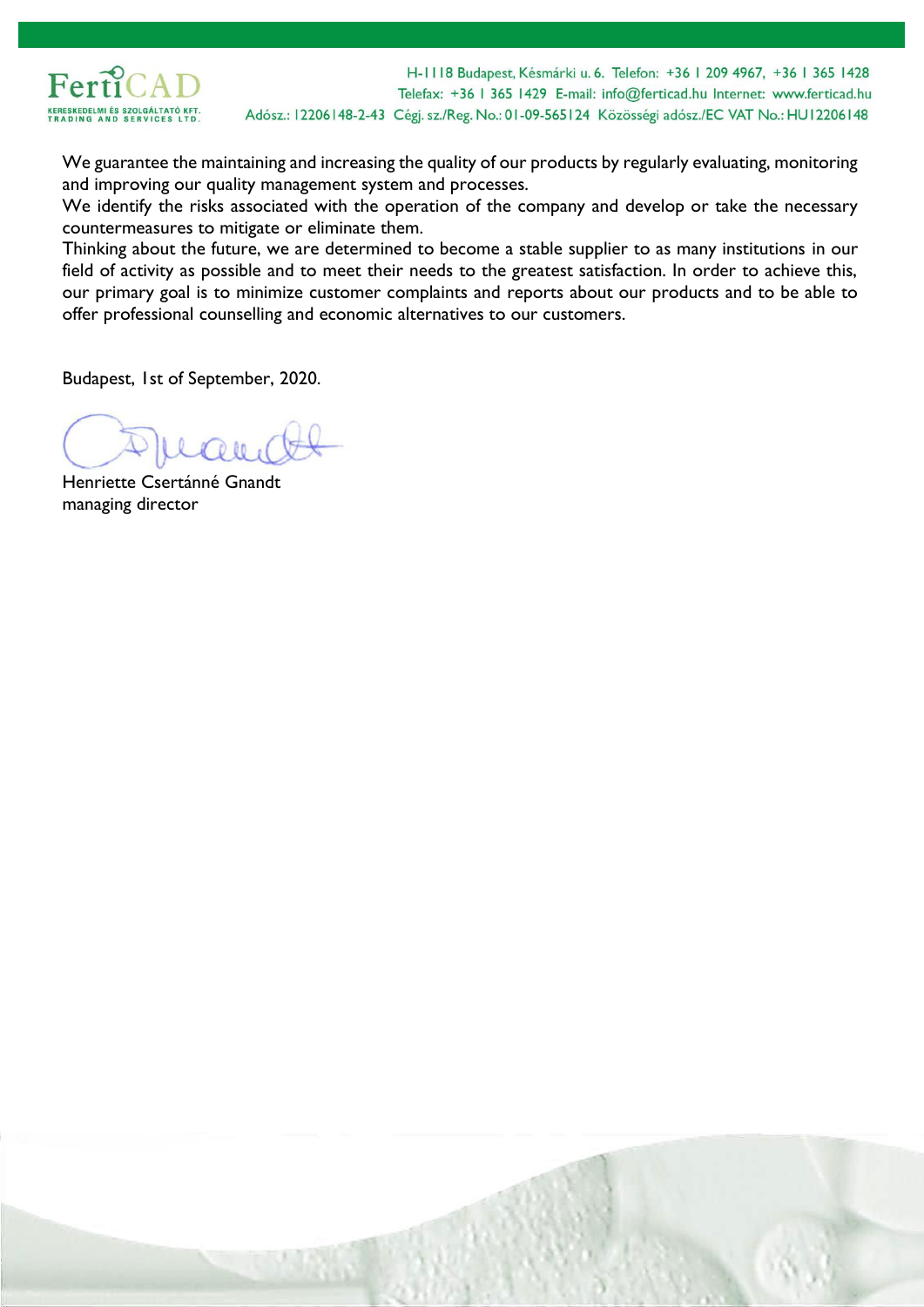We guarantee the maintaining and increasing the quality of our products by regularly evaluating, monitoring and improving our quality management system and processes.

We identify the risks associated with the operation of the company and develop or take the necessary countermeasures to mitigate or eliminate them.

Thinking about the future, we are determined to become a stable supplier to as many institutions in our field of activity as possible and to meet their needs to the greatest satisfaction. In order to achieve this, our primary goal is to minimize customer complaints and reports about our products and to be able to offer professional counselling and economic alternatives to our customers.

Budapest, 1st of September, 2020.

Henriette Csertánné Gnandt
managing director